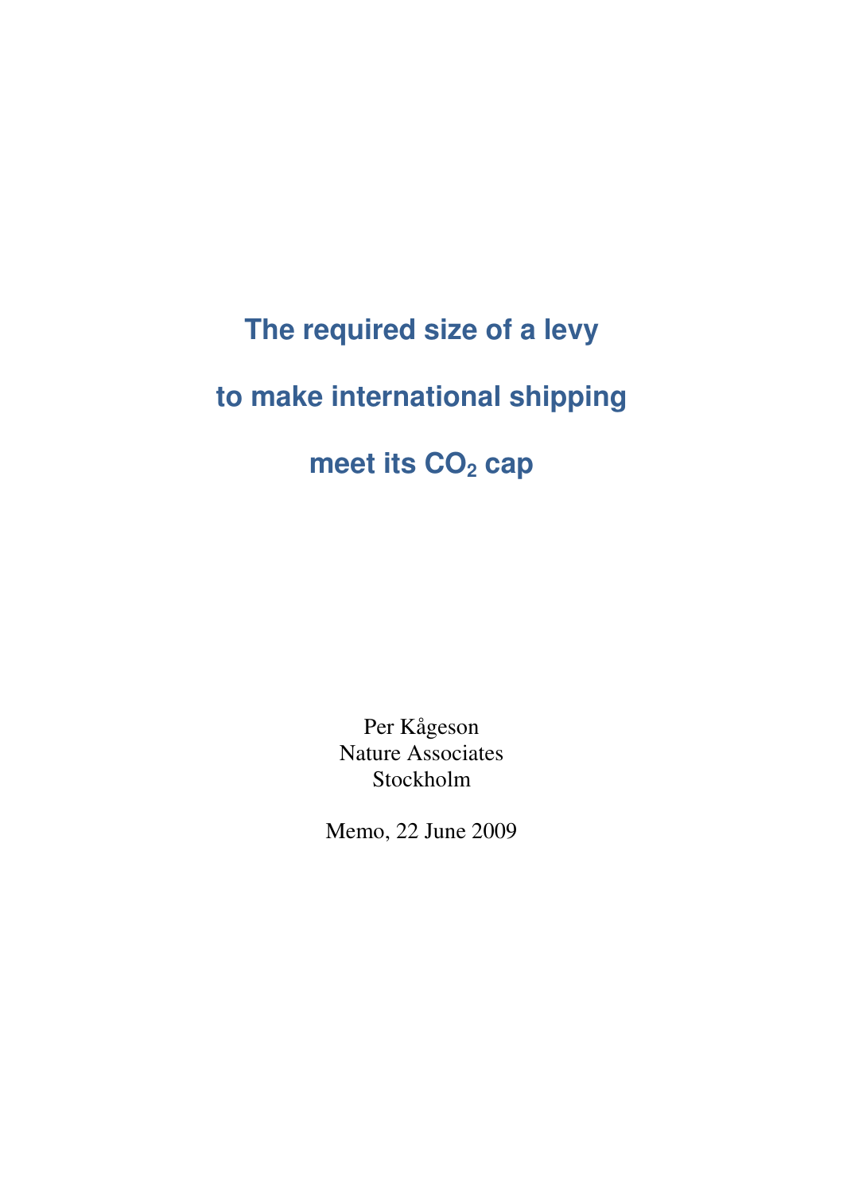# The required size of a levy to make international shipping meet its $CO_2$ cap

Per Kågeson
Nature Associates
Stockholm

Memo, 22 June 2009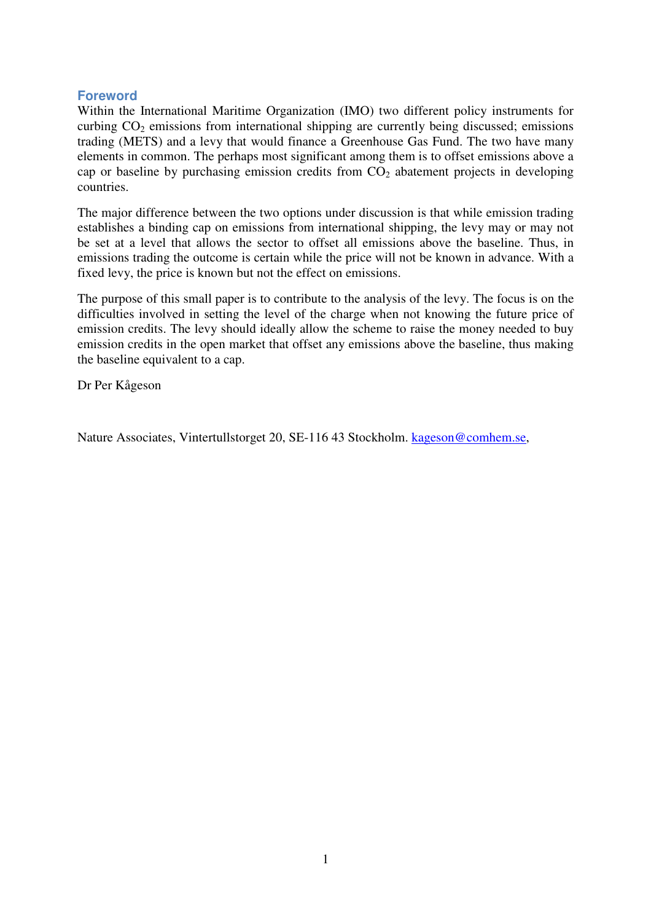## Foreword

Within the International Maritime Organization (IMO) two different policy instruments for curbing $CO_2$ emissions from international shipping are currently being discussed; emissions trading (METS) and a levy that would finance a Greenhouse Gas Fund. The two have many elements in common. The perhaps most significant among them is to offset emissions above a cap or baseline by purchasing emission credits from $CO_2$ abatement projects in developing countries.

The major difference between the two options under discussion is that while emission trading establishes a binding cap on emissions from international shipping, the levy may or may not be set at a level that allows the sector to offset all emissions above the baseline. Thus, in emissions trading the outcome is certain while the price will not be known in advance. With a fixed levy, the price is known but not the effect on emissions.

The purpose of this small paper is to contribute to the analysis of the levy. The focus is on the difficulties involved in setting the level of the charge when not knowing the future price of emission credits. The levy should ideally allow the scheme to raise the money needed to buy emission credits in the open market that offset any emissions above the baseline, thus making the baseline equivalent to a cap.

Dr Per Kågeson

Nature Associates, Vintertullstorget 20, SE-116 43 Stockholm. kageson@comhem.se,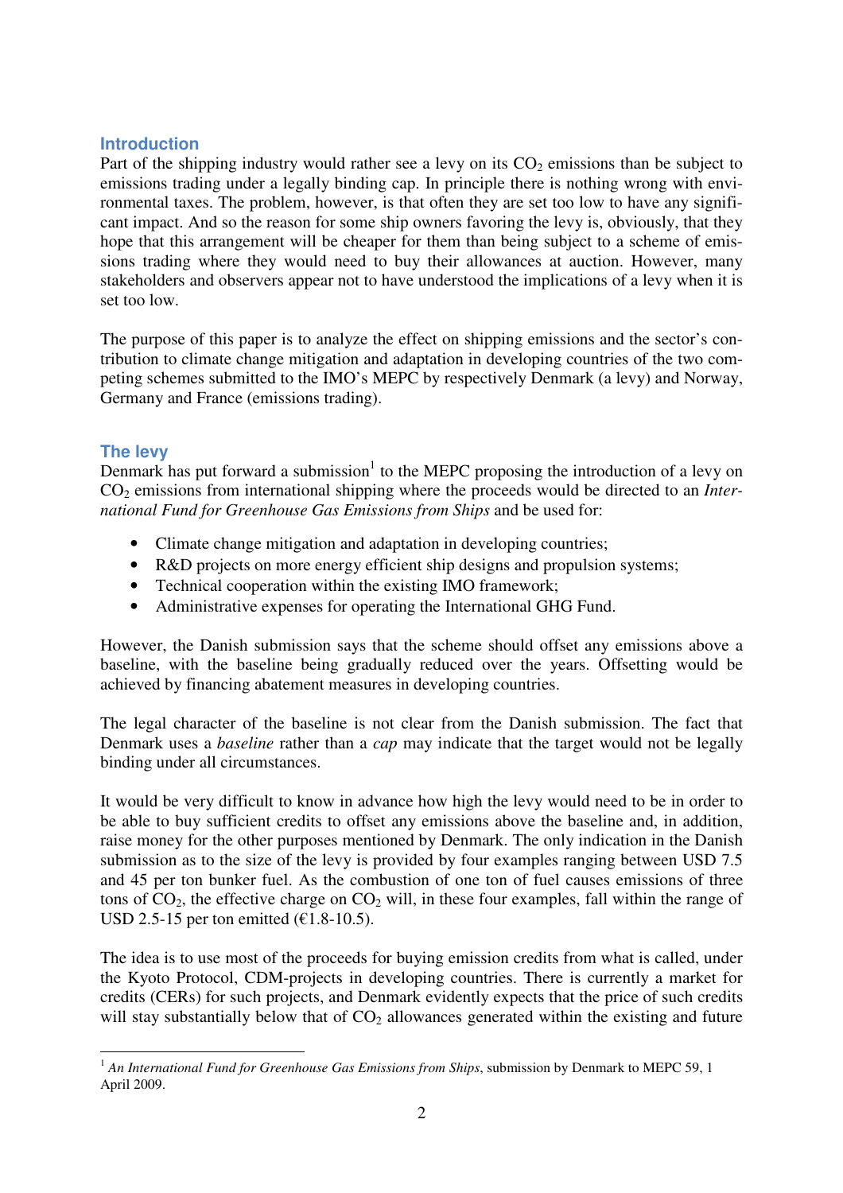## Introduction

Part of the shipping industry would rather see a levy on its $CO_2$ emissions than be subject to emissions trading under a legally binding cap. In principle there is nothing wrong with environmental taxes. The problem, however, is that often they are set too low to have any significant impact. And so the reason for some ship owners favoring the levy is, obviously, that they hope that this arrangement will be cheaper for them than being subject to a scheme of emissions trading where they would need to buy their allowances at auction. However, many stakeholders and observers appear not to have understood the implications of a levy when it is set too low.

The purpose of this paper is to analyze the effect on shipping emissions and the sector's contribution to climate change mitigation and adaptation in developing countries of the two competing schemes submitted to the IMO's MEPC by respectively Denmark (a levy) and Norway, Germany and France (emissions trading).

## The levy

Denmark has put forward a submission[1] to the MEPC proposing the introduction of a levy on $CO_2$ emissions from international shipping where the proceeds would be directed to an *International Fund for Greenhouse Gas Emissions from Ships* and be used for:

- Climate change mitigation and adaptation in developing countries;
- R&D projects on more energy efficient ship designs and propulsion systems;
- Technical cooperation within the existing IMO framework;
- Administrative expenses for operating the International GHG Fund.

However, the Danish submission says that the scheme should offset any emissions above a baseline, with the baseline being gradually reduced over the years. Offsetting would be achieved by financing abatement measures in developing countries.

The legal character of the baseline is not clear from the Danish submission. The fact that Denmark uses a *baseline* rather than a *cap* may indicate that the target would not be legally binding under all circumstances.

It would be very difficult to know in advance how high the levy would need to be in order to be able to buy sufficient credits to offset any emissions above the baseline and, in addition, raise money for the other purposes mentioned by Denmark. The only indication in the Danish submission as to the size of the levy is provided by four examples ranging between USD 7.5 and 45 per ton bunker fuel. As the combustion of one ton of fuel causes emissions of three tons of $CO_2$, the effective charge on $CO_2$ will, in these four examples, fall within the range of USD 2.5-15 per ton emitted (€1.8-10.5).

The idea is to use most of the proceeds for buying emission credits from what is called, under the Kyoto Protocol, CDM-projects in developing countries. There is currently a market for credits (CERs) for such projects, and Denmark evidently expects that the price of such credits will stay substantially below that of $CO_2$ allowances generated within the existing and future

[1] *An International Fund for Greenhouse Gas Emissions from Ships*, submission by Denmark to MEPC 59, 1 April 2009.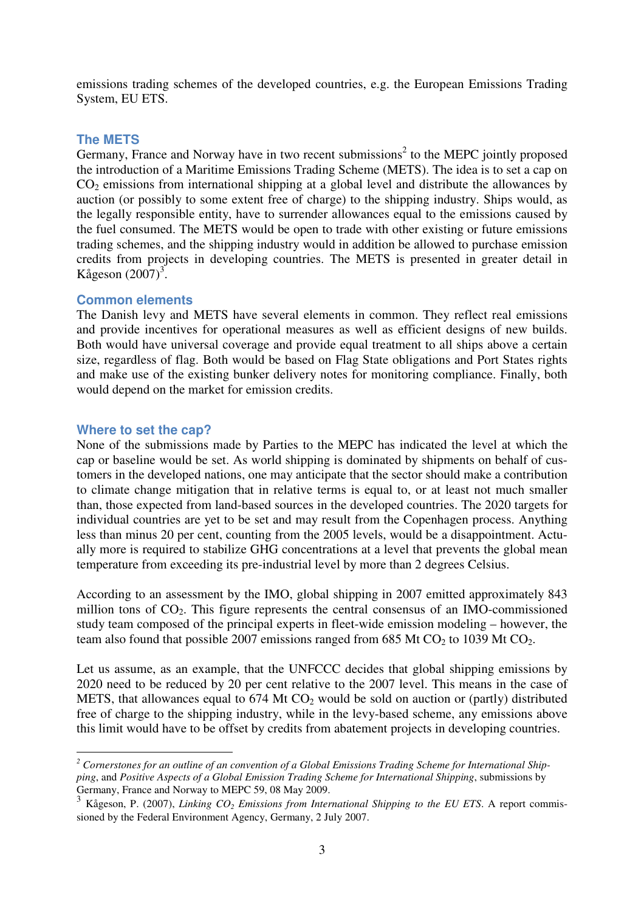emissions trading schemes of the developed countries, e.g. the European Emissions Trading System, EU ETS.

### The METS

Germany, France and Norway have in two recent submissions[2] to the MEPC jointly proposed the introduction of a Maritime Emissions Trading Scheme (METS). The idea is to set a cap on $CO_2$ emissions from international shipping at a global level and distribute the allowances by auction (or possibly to some extent free of charge) to the shipping industry. Ships would, as the legally responsible entity, have to surrender allowances equal to the emissions caused by the fuel consumed. The METS would be open to trade with other existing or future emissions trading schemes, and the shipping industry would in addition be allowed to purchase emission credits from projects in developing countries. The METS is presented in greater detail in Kågeson (2007)[3].

### Common elements

The Danish levy and METS have several elements in common. They reflect real emissions and provide incentives for operational measures as well as efficient designs of new builds. Both would have universal coverage and provide equal treatment to all ships above a certain size, regardless of flag. Both would be based on Flag State obligations and Port States rights and make use of the existing bunker delivery notes for monitoring compliance. Finally, both would depend on the market for emission credits.

### Where to set the cap?

None of the submissions made by Parties to the MEPC has indicated the level at which the cap or baseline would be set. As world shipping is dominated by shipments on behalf of customers in the developed nations, one may anticipate that the sector should make a contribution to climate change mitigation that in relative terms is equal to, or at least not much smaller than, those expected from land-based sources in the developed countries. The 2020 targets for individual countries are yet to be set and may result from the Copenhagen process. Anything less than minus 20 per cent, counting from the 2005 levels, would be a disappointment. Actually more is required to stabilize GHG concentrations at a level that prevents the global mean temperature from exceeding its pre-industrial level by more than 2 degrees Celsius.

According to an assessment by the IMO, global shipping in 2007 emitted approximately 843 million tons of $CO_2$. This figure represents the central consensus of an IMO-commissioned study team composed of the principal experts in fleet-wide emission modeling – however, the team also found that possible 2007 emissions ranged from 685 Mt $CO_2$ to 1039 Mt $CO_2$.

Let us assume, as an example, that the UNFCCC decides that global shipping emissions by 2020 need to be reduced by 20 per cent relative to the 2007 level. This means in the case of METS, that allowances equal to 674 Mt $CO_2$ would be sold on auction or (partly) distributed free of charge to the shipping industry, while in the levy-based scheme, any emissions above this limit would have to be offset by credits from abatement projects in developing countries.

---

[2] *Cornerstones for an outline of an convention of a Global Emissions Trading Scheme for International Shipping*, and *Positive Aspects of a Global Emission Trading Scheme for International Shipping*, submissions by Germany, France and Norway to MEPC 59, 08 May 2009.

[3] Kågeson, P. (2007), *Linking $CO_2$ Emissions from International Shipping to the EU ETS*. A report commissioned by the Federal Environment Agency, Germany, 2 July 2007.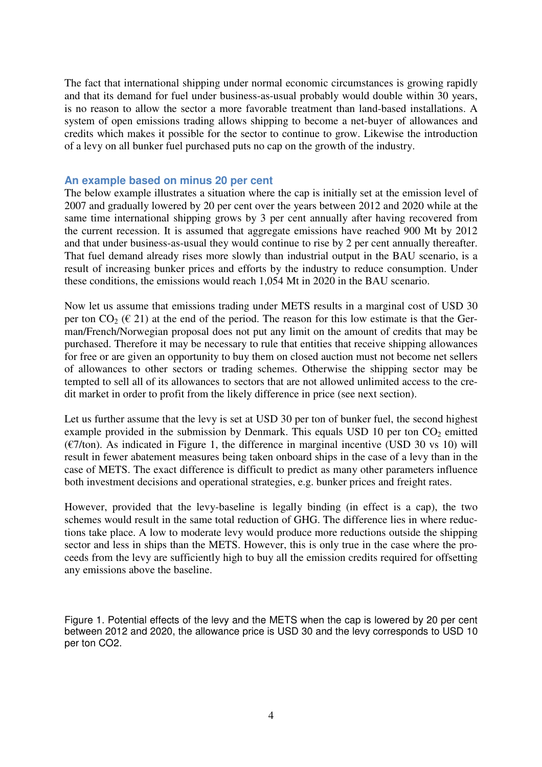The fact that international shipping under normal economic circumstances is growing rapidly and that its demand for fuel under business-as-usual probably would double within 30 years, is no reason to allow the sector a more favorable treatment than land-based installations. A system of open emissions trading allows shipping to become a net-buyer of allowances and credits which makes it possible for the sector to continue to grow. Likewise the introduction of a levy on all bunker fuel purchased puts no cap on the growth of the industry.

### An example based on minus 20 per cent

The below example illustrates a situation where the cap is initially set at the emission level of 2007 and gradually lowered by 20 per cent over the years between 2012 and 2020 while at the same time international shipping grows by 3 per cent annually after having recovered from the current recession. It is assumed that aggregate emissions have reached 900 Mt by 2012 and that under business-as-usual they would continue to rise by 2 per cent annually thereafter. That fuel demand already rises more slowly than industrial output in the BAU scenario, is a result of increasing bunker prices and efforts by the industry to reduce consumption. Under these conditions, the emissions would reach 1,054 Mt in 2020 in the BAU scenario.

Now let us assume that emissions trading under METS results in a marginal cost of USD 30 per ton $CO_2$ (€ 21) at the end of the period. The reason for this low estimate is that the German/French/Norwegian proposal does not put any limit on the amount of credits that may be purchased. Therefore it may be necessary to rule that entities that receive shipping allowances for free or are given an opportunity to buy them on closed auction must not become net sellers of allowances to other sectors or trading schemes. Otherwise the shipping sector may be tempted to sell all of its allowances to sectors that are not allowed unlimited access to the credit market in order to profit from the likely difference in price (see next section).

Let us further assume that the levy is set at USD 30 per ton of bunker fuel, the second highest example provided in the submission by Denmark. This equals USD 10 per ton $CO_2$ emitted (€7/ton). As indicated in Figure 1, the difference in marginal incentive (USD 30 vs 10) will result in fewer abatement measures being taken onboard ships in the case of a levy than in the case of METS. The exact difference is difficult to predict as many other parameters influence both investment decisions and operational strategies, e.g. bunker prices and freight rates.

However, provided that the levy-baseline is legally binding (in effect is a cap), the two schemes would result in the same total reduction of GHG. The difference lies in where reductions take place. A low to moderate levy would produce more reductions outside the shipping sector and less in ships than the METS. However, this is only true in the case where the proceeds from the levy are sufficiently high to buy all the emission credits required for offsetting any emissions above the baseline.

Figure 1. Potential effects of the levy and the METS when the cap is lowered by 20 per cent between 2012 and 2020, the allowance price is USD 30 and the levy corresponds to USD 10 per ton CO2.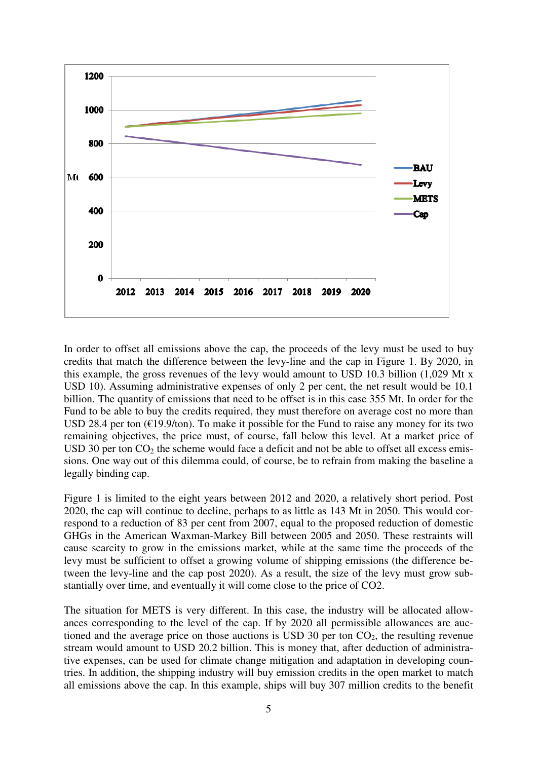In order to offset all emissions above the cap, the proceeds of the levy must be used to buy credits that match the difference between the levy-line and the cap in Figure 1. By 2020, in this example, the gross revenues of the levy would amount to USD 10.3 billion (1,029 Mt x USD 10). Assuming administrative expenses of only 2 per cent, the net result would be 10.1 billion. The quantity of emissions that need to be offset is in this case 355 Mt. In order for the Fund to be able to buy the credits required, they must therefore on average cost no more than USD 28.4 per ton (€19.9/ton). To make it possible for the Fund to raise any money for its two remaining objectives, the price must, of course, fall below this level. At a market price of USD 30 per ton $CO_2$ the scheme would face a deficit and not be able to offset all excess emissions. One way out of this dilemma could, of course, be to refrain from making the baseline a legally binding cap.

Figure 1 is limited to the eight years between 2012 and 2020, a relatively short period. Post 2020, the cap will continue to decline, perhaps to as little as 143 Mt in 2050. This would correspond to a reduction of 83 per cent from 2007, equal to the proposed reduction of domestic GHGs in the American Waxman-Markey Bill between 2005 and 2050. These restraints will cause scarcity to grow in the emissions market, while at the same time the proceeds of the levy must be sufficient to offset a growing volume of shipping emissions (the difference between the levy-line and the cap post 2020). As a result, the size of the levy must grow substantially over time, and eventually it will come close to the price of CO2.

The situation for METS is very different. In this case, the industry will be allocated allowances corresponding to the level of the cap. If by 2020 all permissible allowances are auctioned and the average price on those auctions is USD 30 per ton $CO_2$, the resulting revenue stream would amount to USD 20.2 billion. This is money that, after deduction of administrative expenses, can be used for climate change mitigation and adaptation in developing countries. In addition, the shipping industry will buy emission credits in the open market to match all emissions above the cap. In this example, ships will buy 307 million credits to the benefit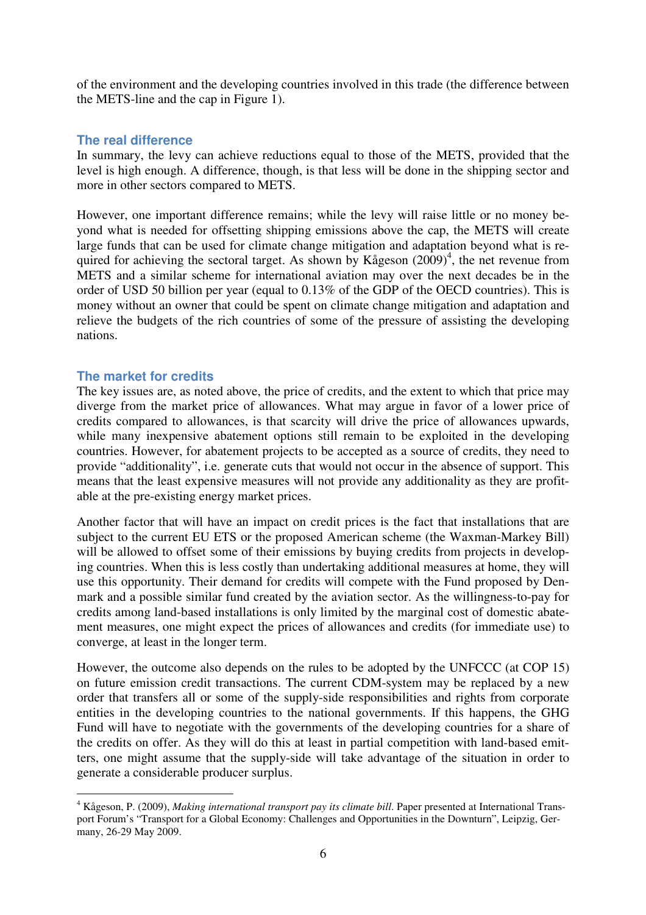of the environment and the developing countries involved in this trade (the difference between the METS-line and the cap in Figure 1).

### The real difference

In summary, the levy can achieve reductions equal to those of the METS, provided that the level is high enough. A difference, though, is that less will be done in the shipping sector and more in other sectors compared to METS.

However, one important difference remains; while the levy will raise little or no money beyond what is needed for offsetting shipping emissions above the cap, the METS will create large funds that can be used for climate change mitigation and adaptation beyond what is required for achieving the sectoral target. As shown by Kågeson (2009)[4], the net revenue from METS and a similar scheme for international aviation may over the next decades be in the order of USD 50 billion per year (equal to 0.13% of the GDP of the OECD countries). This is money without an owner that could be spent on climate change mitigation and adaptation and relieve the budgets of the rich countries of some of the pressure of assisting the developing nations.

### The market for credits

The key issues are, as noted above, the price of credits, and the extent to which that price may diverge from the market price of allowances. What may argue in favor of a lower price of credits compared to allowances, is that scarcity will drive the price of allowances upwards, while many inexpensive abatement options still remain to be exploited in the developing countries. However, for abatement projects to be accepted as a source of credits, they need to provide "additionality", i.e. generate cuts that would not occur in the absence of support. This means that the least expensive measures will not provide any additionality as they are profitable at the pre-existing energy market prices.

Another factor that will have an impact on credit prices is the fact that installations that are subject to the current EU ETS or the proposed American scheme (the Waxman-Markey Bill) will be allowed to offset some of their emissions by buying credits from projects in developing countries. When this is less costly than undertaking additional measures at home, they will use this opportunity. Their demand for credits will compete with the Fund proposed by Denmark and a possible similar fund created by the aviation sector. As the willingness-to-pay for credits among land-based installations is only limited by the marginal cost of domestic abatement measures, one might expect the prices of allowances and credits (for immediate use) to converge, at least in the longer term.

However, the outcome also depends on the rules to be adopted by the UNFCCC (at COP 15) on future emission credit transactions. The current CDM-system may be replaced by a new order that transfers all or some of the supply-side responsibilities and rights from corporate entities in the developing countries to the national governments. If this happens, the GHG Fund will have to negotiate with the governments of the developing countries for a share of the credits on offer. As they will do this at least in partial competition with land-based emitters, one might assume that the supply-side will take advantage of the situation in order to generate a considerable producer surplus.

---

[4] Kågeson, P. (2009), *Making international transport pay its climate bill*. Paper presented at International Transport Forum's "Transport for a Global Economy: Challenges and Opportunities in the Downturn", Leipzig, Germany, 26-29 May 2009.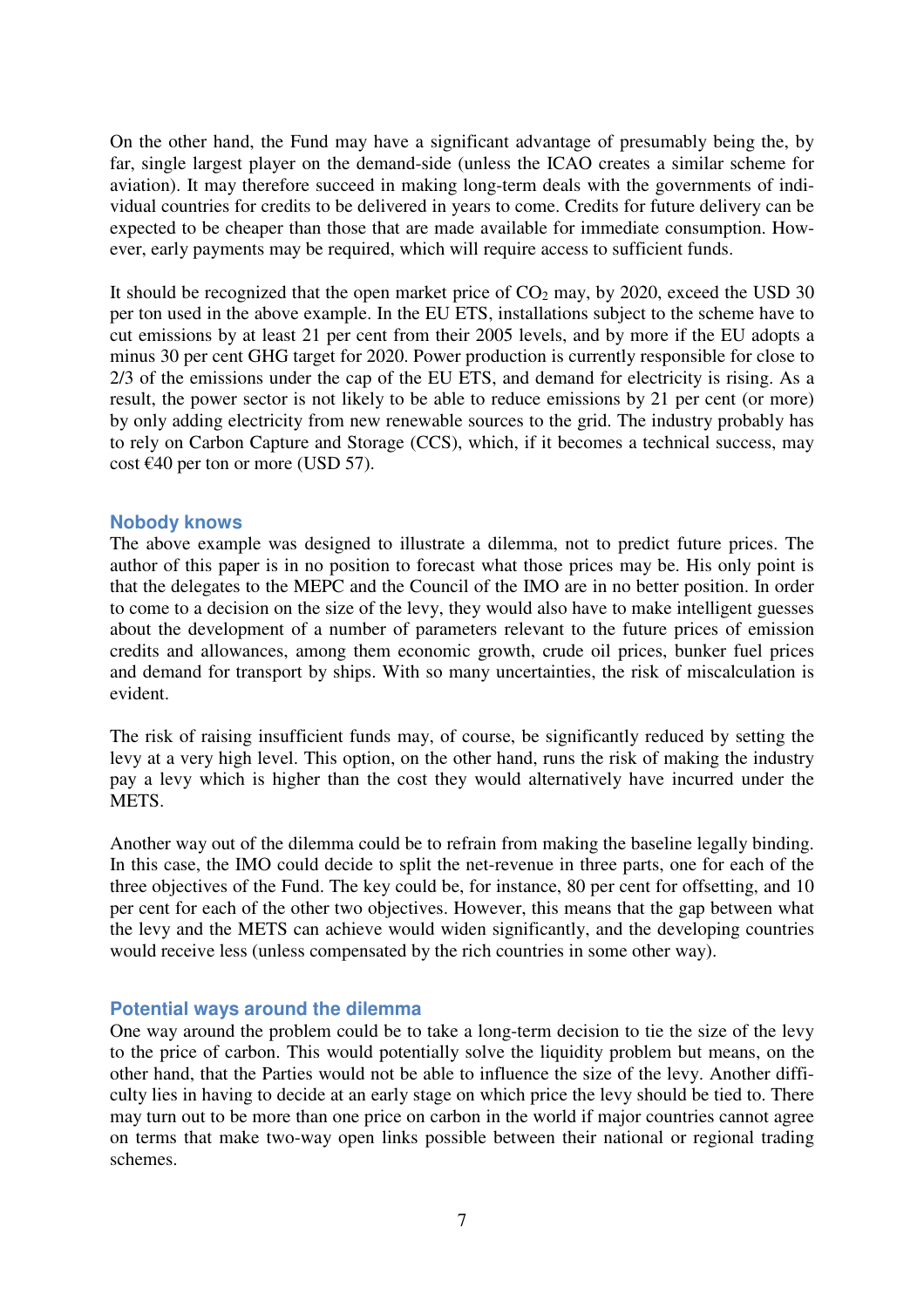On the other hand, the Fund may have a significant advantage of presumably being the, by far, single largest player on the demand-side (unless the ICAO creates a similar scheme for aviation). It may therefore succeed in making long-term deals with the governments of individual countries for credits to be delivered in years to come. Credits for future delivery can be expected to be cheaper than those that are made available for immediate consumption. However, early payments may be required, which will require access to sufficient funds.

It should be recognized that the open market price of $CO_2$ may, by 2020, exceed the USD 30 per ton used in the above example. In the EU ETS, installations subject to the scheme have to cut emissions by at least 21 per cent from their 2005 levels, and by more if the EU adopts a minus 30 per cent GHG target for 2020. Power production is currently responsible for close to 2/3 of the emissions under the cap of the EU ETS, and demand for electricity is rising. As a result, the power sector is not likely to be able to reduce emissions by 21 per cent (or more) by only adding electricity from new renewable sources to the grid. The industry probably has to rely on Carbon Capture and Storage (CCS), which, if it becomes a technical success, may cost €40 per ton or more (USD 57).

## Nobody knows

The above example was designed to illustrate a dilemma, not to predict future prices. The author of this paper is in no position to forecast what those prices may be. His only point is that the delegates to the MEPC and the Council of the IMO are in no better position. In order to come to a decision on the size of the levy, they would also have to make intelligent guesses about the development of a number of parameters relevant to the future prices of emission credits and allowances, among them economic growth, crude oil prices, bunker fuel prices and demand for transport by ships. With so many uncertainties, the risk of miscalculation is evident.

The risk of raising insufficient funds may, of course, be significantly reduced by setting the levy at a very high level. This option, on the other hand, runs the risk of making the industry pay a levy which is higher than the cost they would alternatively have incurred under the METS.

Another way out of the dilemma could be to refrain from making the baseline legally binding. In this case, the IMO could decide to split the net-revenue in three parts, one for each of the three objectives of the Fund. The key could be, for instance, 80 per cent for offsetting, and 10 per cent for each of the other two objectives. However, this means that the gap between what the levy and the METS can achieve would widen significantly, and the developing countries would receive less (unless compensated by the rich countries in some other way).

## Potential ways around the dilemma

One way around the problem could be to take a long-term decision to tie the size of the levy to the price of carbon. This would potentially solve the liquidity problem but means, on the other hand, that the Parties would not be able to influence the size of the levy. Another difficulty lies in having to decide at an early stage on which price the levy should be tied to. There may turn out to be more than one price on carbon in the world if major countries cannot agree on terms that make two-way open links possible between their national or regional trading schemes.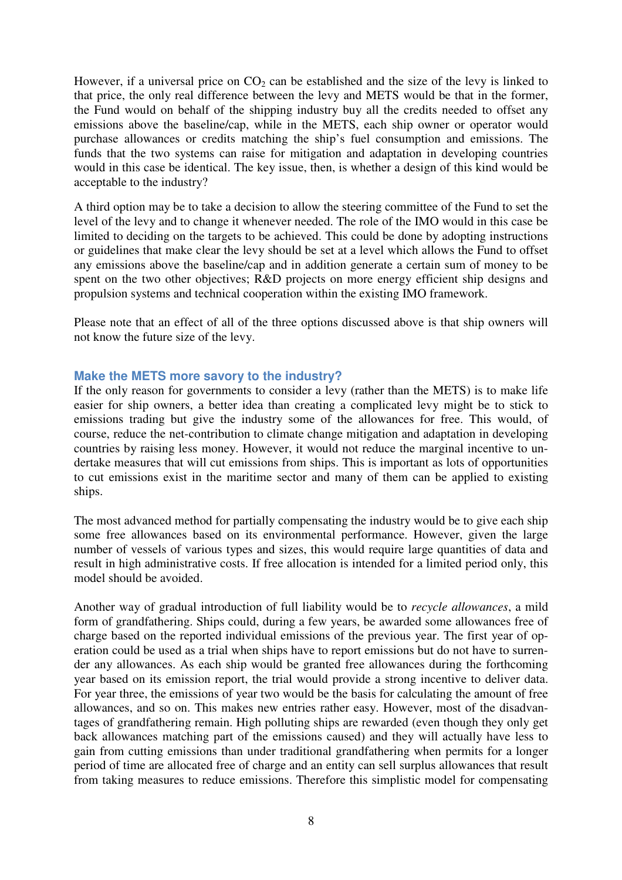However, if a universal price on $CO_2$ can be established and the size of the levy is linked to that price, the only real difference between the levy and METS would be that in the former, the Fund would on behalf of the shipping industry buy all the credits needed to offset any emissions above the baseline/cap, while in the METS, each ship owner or operator would purchase allowances or credits matching the ship's fuel consumption and emissions. The funds that the two systems can raise for mitigation and adaptation in developing countries would in this case be identical. The key issue, then, is whether a design of this kind would be acceptable to the industry?

A third option may be to take a decision to allow the steering committee of the Fund to set the level of the levy and to change it whenever needed. The role of the IMO would in this case be limited to deciding on the targets to be achieved. This could be done by adopting instructions or guidelines that make clear the levy should be set at a level which allows the Fund to offset any emissions above the baseline/cap and in addition generate a certain sum of money to be spent on the two other objectives; R&D projects on more energy efficient ship designs and propulsion systems and technical cooperation within the existing IMO framework.

Please note that an effect of all of the three options discussed above is that ship owners will not know the future size of the levy.

### Make the METS more savory to the industry?

If the only reason for governments to consider a levy (rather than the METS) is to make life easier for ship owners, a better idea than creating a complicated levy might be to stick to emissions trading but give the industry some of the allowances for free. This would, of course, reduce the net-contribution to climate change mitigation and adaptation in developing countries by raising less money. However, it would not reduce the marginal incentive to undertake measures that will cut emissions from ships. This is important as lots of opportunities to cut emissions exist in the maritime sector and many of them can be applied to existing ships.

The most advanced method for partially compensating the industry would be to give each ship some free allowances based on its environmental performance. However, given the large number of vessels of various types and sizes, this would require large quantities of data and result in high administrative costs. If free allocation is intended for a limited period only, this model should be avoided.

Another way of gradual introduction of full liability would be to *recycle allowances*, a mild form of grandfathering. Ships could, during a few years, be awarded some allowances free of charge based on the reported individual emissions of the previous year. The first year of operation could be used as a trial when ships have to report emissions but do not have to surrender any allowances. As each ship would be granted free allowances during the forthcoming year based on its emission report, the trial would provide a strong incentive to deliver data. For year three, the emissions of year two would be the basis for calculating the amount of free allowances, and so on. This makes new entries rather easy. However, most of the disadvantages of grandfathering remain. High polluting ships are rewarded (even though they only get back allowances matching part of the emissions caused) and they will actually have less to gain from cutting emissions than under traditional grandfathering when permits for a longer period of time are allocated free of charge and an entity can sell surplus allowances that result from taking measures to reduce emissions. Therefore this simplistic model for compensating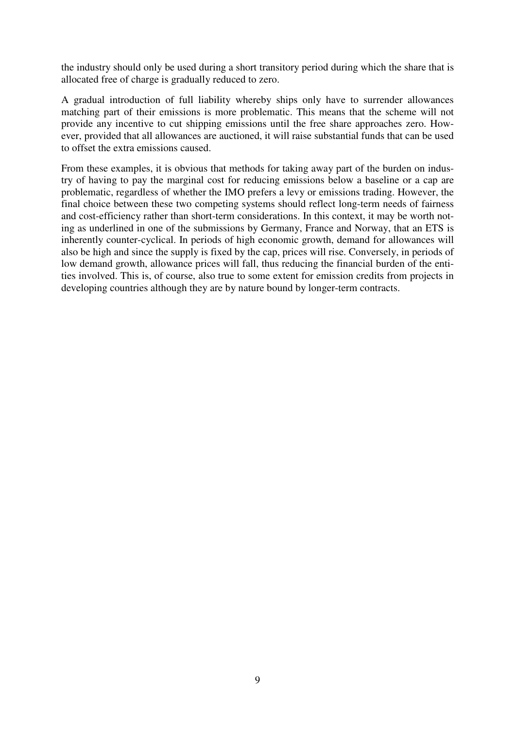the industry should only be used during a short transitory period during which the share that is allocated free of charge is gradually reduced to zero.

A gradual introduction of full liability whereby ships only have to surrender allowances matching part of their emissions is more problematic. This means that the scheme will not provide any incentive to cut shipping emissions until the free share approaches zero. However, provided that all allowances are auctioned, it will raise substantial funds that can be used to offset the extra emissions caused.

From these examples, it is obvious that methods for taking away part of the burden on industry of having to pay the marginal cost for reducing emissions below a baseline or a cap are problematic, regardless of whether the IMO prefers a levy or emissions trading. However, the final choice between these two competing systems should reflect long-term needs of fairness and cost-efficiency rather than short-term considerations. In this context, it may be worth noting as underlined in one of the submissions by Germany, France and Norway, that an ETS is inherently counter-cyclical. In periods of high economic growth, demand for allowances will also be high and since the supply is fixed by the cap, prices will rise. Conversely, in periods of low demand growth, allowance prices will fall, thus reducing the financial burden of the entities involved. This is, of course, also true to some extent for emission credits from projects in developing countries although they are by nature bound by longer-term contracts.